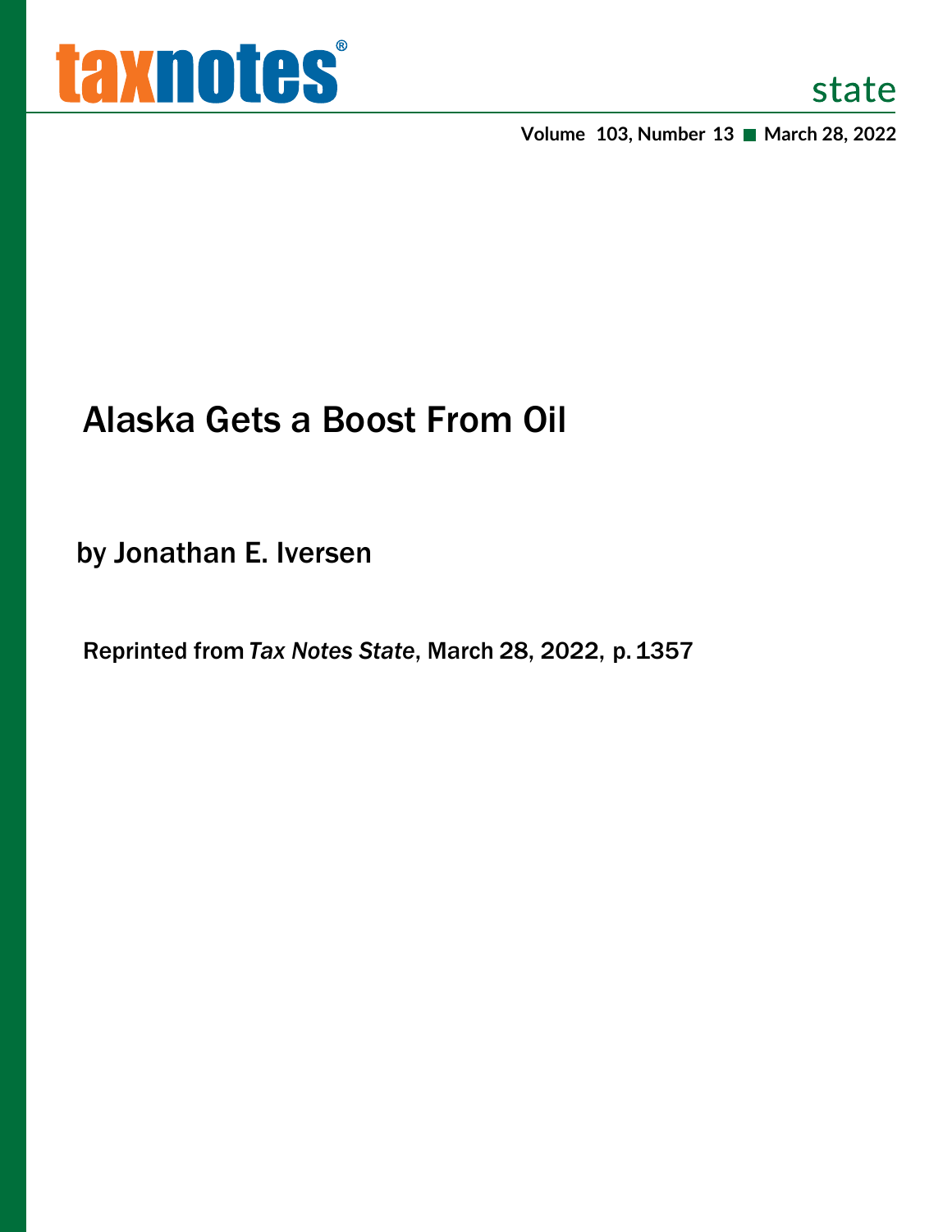taxnotes® state

Volume 103, Number 13 ■ March 28, 2022

# Alaska Gets a Boost From Oil

by Jonathan E. Iversen

Reprinted from *Tax Notes State*, March 28, 2022, p. 1357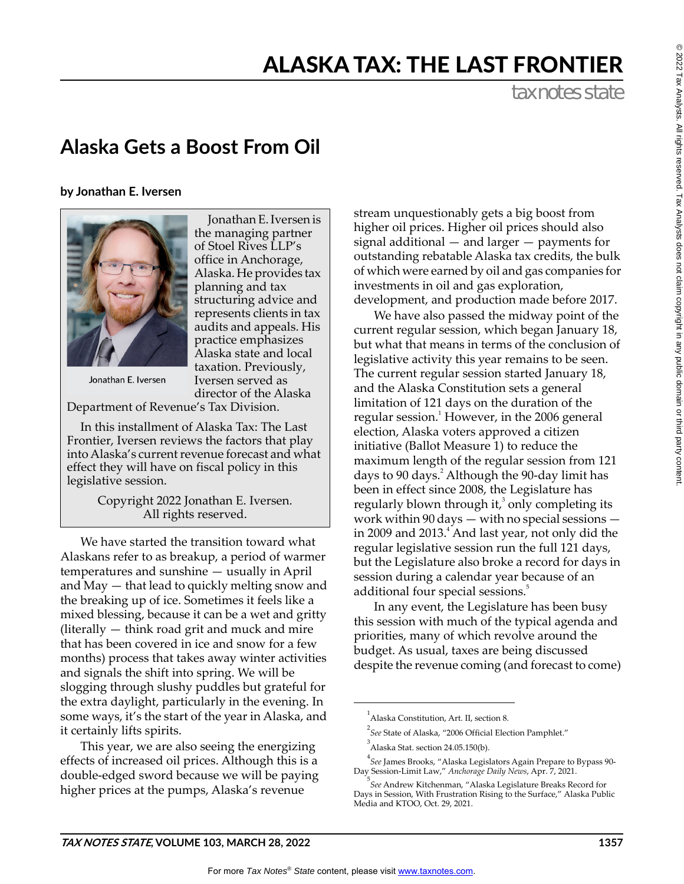# ALASKA TAX: THE LAST FRONTIER

taxnotes state

## Alaska Gets a Boost From Oil

**by Jonathan E. Iversen**

Jonathan E. Iversen

Jonathan E. Iversen is the managing partner of Stoel Rives LLP's office in Anchorage, Alaska. He provides tax planning and tax structuring advice and represents clients in tax audits and appeals. His practice emphasizes Alaska state and local taxation. Previously, Iversen served as director of the Alaska Department of Revenue's Tax Division.

In this installment of Alaska Tax: The Last Frontier, Iversen reviews the factors that play into Alaska's current revenue forecast and what effect they will have on fiscal policy in this legislative session.

Copyright 2022 Jonathan E. Iversen. All rights reserved.

We have started the transition toward what Alaskans refer to as breakup, a period of warmer temperatures and sunshine — usually in April and May — that lead to quickly melting snow and the breaking up of ice. Sometimes it feels like a mixed blessing, because it can be a wet and gritty (literally — think road grit and muck and mire that has been covered in ice and snow for a few months) process that takes away winter activities and signals the shift into spring. We will be slogging through slushy puddles but grateful for the extra daylight, particularly in the evening. In some ways, it's the start of the year in Alaska, and it certainly lifts spirits.

This year, we are also seeing the energizing effects of increased oil prices. Although this is a double-edged sword because we will be paying higher prices at the pumps, Alaska's revenue stream unquestionably gets a big boost from higher oil prices. Higher oil prices should also signal additional — and larger — payments for outstanding rebatable Alaska tax credits, the bulk of which were earned by oil and gas companies for investments in oil and gas exploration, development, and production made before 2017.

We have also passed the midway point of the current regular session, which began January 18, but what that means in terms of the conclusion of legislative activity this year remains to be seen. The current regular session started January 18, and the Alaska Constitution sets a general limitation of 121 days on the duration of the regular session.[1] However, in the 2006 general election, Alaska voters approved a citizen initiative (Ballot Measure 1) to reduce the maximum length of the regular session from 121 days to 90 days.[2] Although the 90-day limit has been in effect since 2008, the Legislature has regularly blown through it,[3] only completing its work within 90 days — with no special sessions — in 2009 and 2013.[4] And last year, not only did the regular legislative session run the full 121 days, but the Legislature also broke a record for days in session during a calendar year because of an additional four special sessions.[5]

In any event, the Legislature has been busy this session with much of the typical agenda and priorities, many of which revolve around the budget. As usual, taxes are being discussed despite the revenue coming (and forecast to come)

---

[1] Alaska Constitution, Art. II, section 8.

[2] *See* State of Alaska, "2006 Official Election Pamphlet."

[3] Alaska Stat. section 24.05.150(b).

[4] *See* James Brooks, "Alaska Legislators Again Prepare to Bypass 90-Day Session-Limit Law," *Anchorage Daily News*, Apr. 7, 2021.

[5] *See* Andrew Kitchenman, "Alaska Legislature Breaks Record for Days in Session, With Frustration Rising to the Surface," Alaska Public Media and KTOO, Oct. 29, 2021.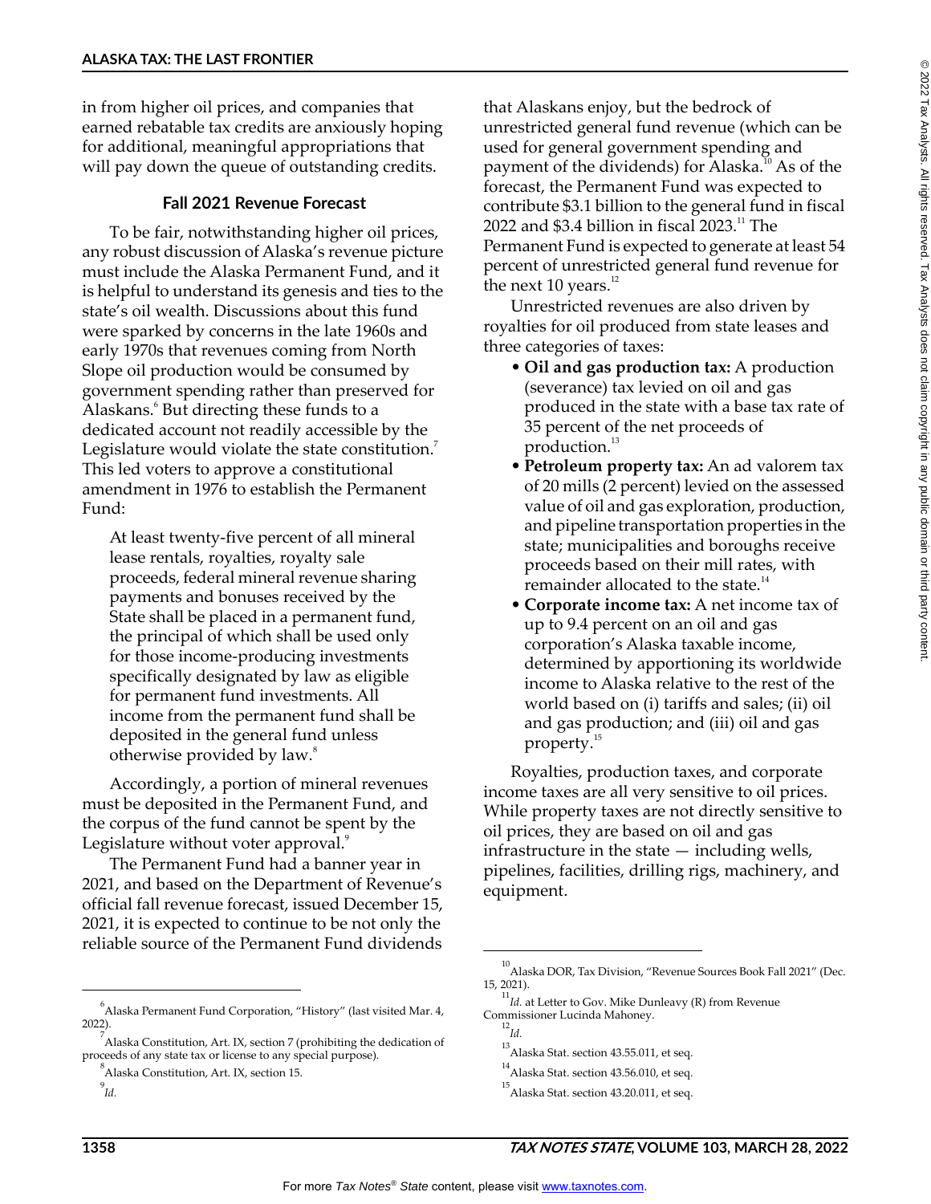in from higher oil prices, and companies that earned rebatable tax credits are anxiously hoping for additional, meaningful appropriations that will pay down the queue of outstanding credits.

### Fall 2021 Revenue Forecast

To be fair, notwithstanding higher oil prices, any robust discussion of Alaska's revenue picture must include the Alaska Permanent Fund, and it is helpful to understand its genesis and ties to the state's oil wealth. Discussions about this fund were sparked by concerns in the late 1960s and early 1970s that revenues coming from North Slope oil production would be consumed by government spending rather than preserved for Alaskans.[6] But directing these funds to a dedicated account not readily accessible by the Legislature would violate the state constitution.[7] This led voters to approve a constitutional amendment in 1976 to establish the Permanent Fund:

> At least twenty-five percent of all mineral lease rentals, royalties, royalty sale proceeds, federal mineral revenue sharing payments and bonuses received by the State shall be placed in a permanent fund, the principal of which shall be used only for those income-producing investments specifically designated by law as eligible for permanent fund investments. All income from the permanent fund shall be deposited in the general fund unless otherwise provided by law.[8]

Accordingly, a portion of mineral revenues must be deposited in the Permanent Fund, and the corpus of the fund cannot be spent by the Legislature without voter approval.[9]

The Permanent Fund had a banner year in 2021, and based on the Department of Revenue's official fall revenue forecast, issued December 15, 2021, it is expected to continue to be not only the reliable source of the Permanent Fund dividends that Alaskans enjoy, but the bedrock of unrestricted general fund revenue (which can be used for general government spending and payment of the dividends) for Alaska.[10] As of the forecast, the Permanent Fund was expected to contribute $3.1 billion to the general fund in fiscal 2022 and $3.4 billion in fiscal 2023.[11] The Permanent Fund is expected to generate at least 54 percent of unrestricted general fund revenue for the next 10 years.[12]

Unrestricted revenues are also driven by royalties for oil produced from state leases and three categories of taxes:

- **Oil and gas production tax:** A production (severance) tax levied on oil and gas produced in the state with a base tax rate of 35 percent of the net proceeds of production.[13]
- **Petroleum property tax:** An ad valorem tax of 20 mills (2 percent) levied on the assessed value of oil and gas exploration, production, and pipeline transportation properties in the state; municipalities and boroughs receive proceeds based on their mill rates, with remainder allocated to the state.[14]
- **Corporate income tax:** A net income tax of up to 9.4 percent on an oil and gas corporation's Alaska taxable income, determined by apportioning its worldwide income to Alaska relative to the rest of the world based on (i) tariffs and sales; (ii) oil and gas production; and (iii) oil and gas property.[15]

Royalties, production taxes, and corporate income taxes are all very sensitive to oil prices. While property taxes are not directly sensitive to oil prices, they are based on oil and gas infrastructure in the state — including wells, pipelines, facilities, drilling rigs, machinery, and equipment.

---

[6] Alaska Permanent Fund Corporation, "History" (last visited Mar. 4, 2022).

[7] Alaska Constitution, Art. IX, section 7 (prohibiting the dedication of proceeds of any state tax or license to any special purpose).

[8] Alaska Constitution, Art. IX, section 15.

[9] *Id.*

[10] Alaska DOR, Tax Division, "Revenue Sources Book Fall 2021" (Dec. 15, 2021).

[11] *Id.* at Letter to Gov. Mike Dunleavy (R) from Revenue Commissioner Lucinda Mahoney.

[12] *Id.*

[13] Alaska Stat. section 43.55.011, et seq.

[14] Alaska Stat. section 43.56.010, et seq.

[15] Alaska Stat. section 43.20.011, et seq.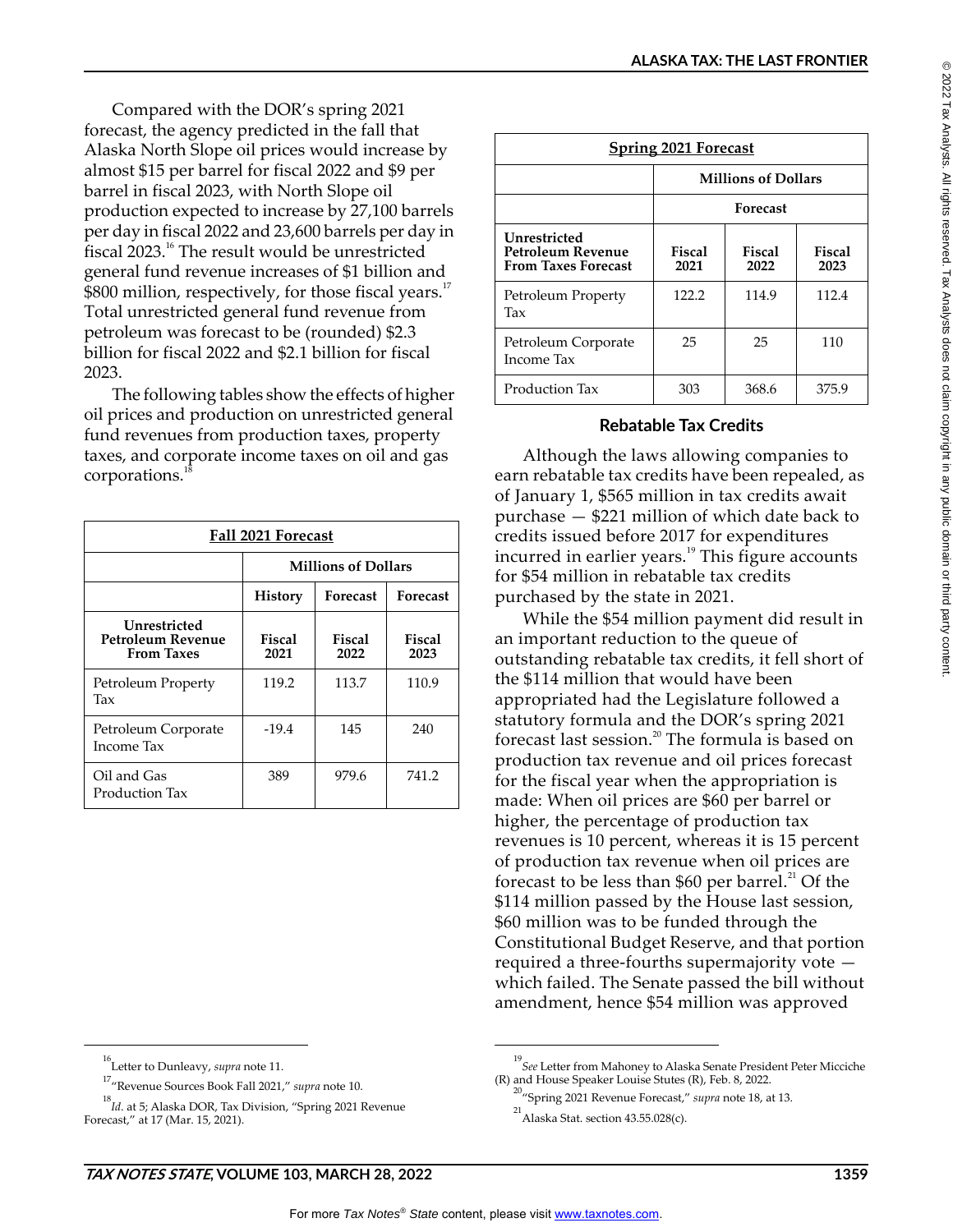Compared with the DOR's spring 2021 forecast, the agency predicted in the fall that Alaska North Slope oil prices would increase by almost $15 per barrel for fiscal 2022 and $9 per barrel in fiscal 2023, with North Slope oil production expected to increase by 27,100 barrels per day in fiscal 2022 and 23,600 barrels per day in fiscal 2023.[16] The result would be unrestricted general fund revenue increases of $1 billion and $800 million, respectively, for those fiscal years.[17] Total unrestricted general fund revenue from petroleum was forecast to be (rounded) $2.3 billion for fiscal 2022 and $2.1 billion for fiscal 2023.

The following tables show the effects of higher oil prices and production on unrestricted general fund revenues from production taxes, property taxes, and corporate income taxes on oil and gas corporations.[18]

| **Fall 2021 Forecast** | | | |
|---|---|---|---|
| | **Millions of Dollars** | | |
| | **History** | **Forecast** | **Forecast** |
| **Unrestricted Petroleum Revenue From Taxes** | **Fiscal 2021** | **Fiscal 2022** | **Fiscal 2023** |
| Petroleum Property Tax | 119.2 | 113.7 | 110.9 |
| Petroleum Corporate Income Tax | -19.4 | 145 | 240 |
| Oil and Gas Production Tax | 389 | 979.6 | 741.2 |

| **Spring 2021 Forecast** | | | |
|---|---|---|---|
| | **Millions of Dollars** | | |
| | **Forecast** | | |
| **Unrestricted Petroleum Revenue From Taxes Forecast** | **Fiscal 2021** | **Fiscal 2022** | **Fiscal 2023** |
| Petroleum Property Tax | 122.2 | 114.9 | 112.4 |
| Petroleum Corporate Income Tax | 25 | 25 | 110 |
| Production Tax | 303 | 368.6 | 375.9 |

## Rebatable Tax Credits

Although the laws allowing companies to earn rebatable tax credits have been repealed, as of January 1, $565 million in tax credits await purchase — $221 million of which date back to credits issued before 2017 for expenditures incurred in earlier years.[19] This figure accounts for $54 million in rebatable tax credits purchased by the state in 2021.

While the $54 million payment did result in an important reduction to the queue of outstanding rebatable tax credits, it fell short of the $114 million that would have been appropriated had the Legislature followed a statutory formula and the DOR's spring 2021 forecast last session.[20] The formula is based on production tax revenue and oil prices forecast for the fiscal year when the appropriation is made: When oil prices are $60 per barrel or higher, the percentage of production tax revenues is 10 percent, whereas it is 15 percent of production tax revenue when oil prices are forecast to be less than $60 per barrel.[21] Of the $114 million passed by the House last session, $60 million was to be funded through the Constitutional Budget Reserve, and that portion required a three-fourths supermajority vote — which failed. The Senate passed the bill without amendment, hence $54 million was approved

---

[16] Letter to Dunleavy, *supra* note 11.

[17] "Revenue Sources Book Fall 2021," *supra* note 10.

[18] *Id.* at 5; Alaska DOR, Tax Division, "Spring 2021 Revenue Forecast," at 17 (Mar. 15, 2021).

[19] *See* Letter from Mahoney to Alaska Senate President Peter Micciche (R) and House Speaker Louise Stutes (R), Feb. 8, 2022.

[20] "Spring 2021 Revenue Forecast," *supra* note 18, at 13.

[21] Alaska Stat. section 43.55.028(c).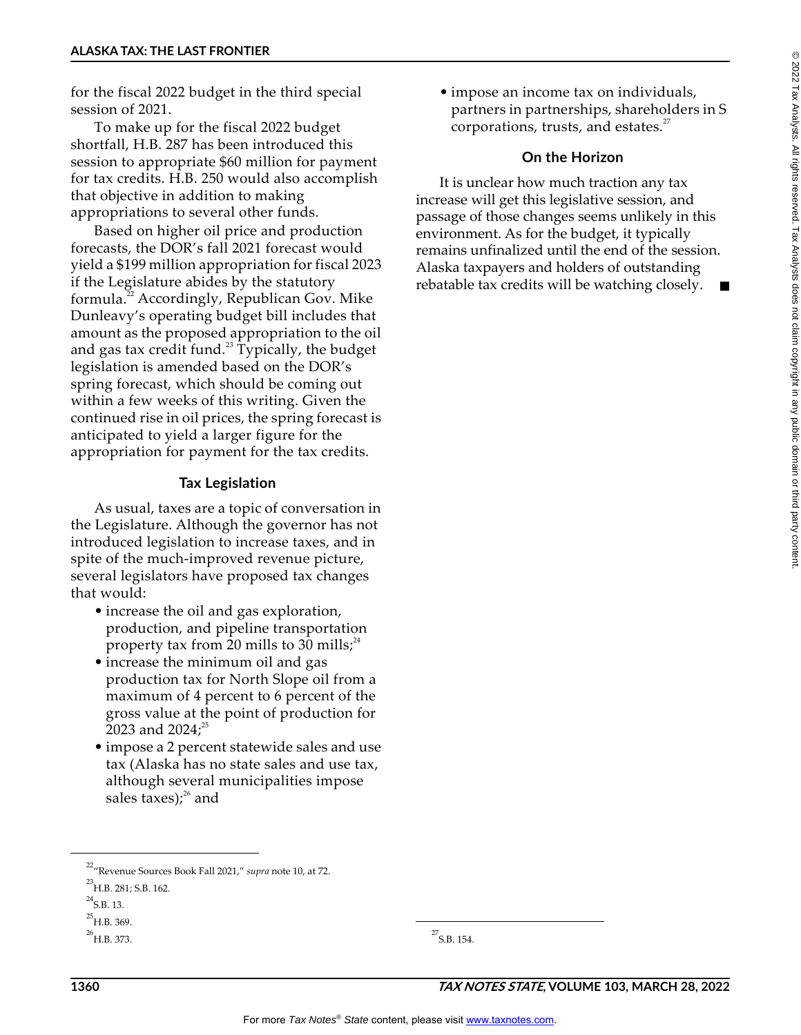for the fiscal 2022 budget in the third special session of 2021.

To make up for the fiscal 2022 budget shortfall, H.B. 287 has been introduced this session to appropriate $60 million for payment for tax credits. H.B. 250 would also accomplish that objective in addition to making appropriations to several other funds.

Based on higher oil price and production forecasts, the DOR's fall 2021 forecast would yield a $199 million appropriation for fiscal 2023 if the Legislature abides by the statutory formula.[22] Accordingly, Republican Gov. Mike Dunleavy's operating budget bill includes that amount as the proposed appropriation to the oil and gas tax credit fund.[23] Typically, the budget legislation is amended based on the DOR's spring forecast, which should be coming out within a few weeks of this writing. Given the continued rise in oil prices, the spring forecast is anticipated to yield a larger figure for the appropriation for payment for the tax credits.

### Tax Legislation

As usual, taxes are a topic of conversation in the Legislature. Although the governor has not introduced legislation to increase taxes, and in spite of the much-improved revenue picture, several legislators have proposed tax changes that would:

- increase the oil and gas exploration, production, and pipeline transportation property tax from 20 mills to 30 mills;[24]
- increase the minimum oil and gas production tax for North Slope oil from a maximum of 4 percent to 6 percent of the gross value at the point of production for 2023 and 2024;[25]
- impose a 2 percent statewide sales and use tax (Alaska has no state sales and use tax, although several municipalities impose sales taxes);[26] and
- impose an income tax on individuals, partners in partnerships, shareholders in S corporations, trusts, and estates.[27]

### On the Horizon

It is unclear how much traction any tax increase will get this legislative session, and passage of those changes seems unlikely in this environment. As for the budget, it typically remains unfinalized until the end of the session. Alaska taxpayers and holders of outstanding rebatable tax credits will be watching closely. ■

---

[22] "Revenue Sources Book Fall 2021," *supra* note 10, at 72.

[23] H.B. 281; S.B. 162.

[24] S.B. 13.

[25] H.B. 369.

[26] H.B. 373.

[27] S.B. 154.